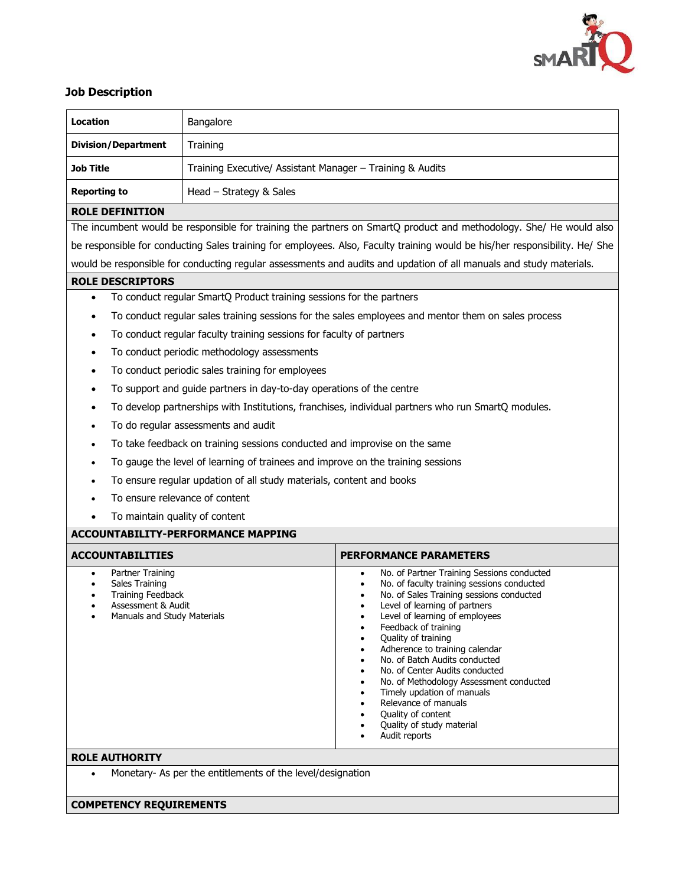## Job Description

| | |
|---|---|
| **Location** | Bangalore |
| **Division/Department** | Training |
| **Job Title** | Training Executive/ Assistant Manager – Training & Audits |
| **Reporting to** | Head – Strategy & Sales |

### ROLE DEFINITION

The incumbent would be responsible for training the partners on SmartQ product and methodology. She/ He would also be responsible for conducting Sales training for employees. Also, Faculty training would be his/her responsibility. He/ She would be responsible for conducting regular assessments and audits and updation of all manuals and study materials.

### ROLE DESCRIPTORS

- To conduct regular SmartQ Product training sessions for the partners
- To conduct regular sales training sessions for the sales employees and mentor them on sales process
- To conduct regular faculty training sessions for faculty of partners
- To conduct periodic methodology assessments
- To conduct periodic sales training for employees
- To support and guide partners in day-to-day operations of the centre
- To develop partnerships with Institutions, franchises, individual partners who run SmartQ modules.
- To do regular assessments and audit
- To take feedback on training sessions conducted and improvise on the same
- To gauge the level of learning of trainees and improve on the training sessions
- To ensure regular updation of all study materials, content and books
- To ensure relevance of content
- To maintain quality of content

### ACCOUNTABILITY-PERFORMANCE MAPPING

| ACCOUNTABILITIES | PERFORMANCE PARAMETERS |
|---|---|
| • Partner Training<br>• Sales Training<br>• Training Feedback<br>• Assessment & Audit<br>• Manuals and Study Materials | • No. of Partner Training Sessions conducted<br>• No. of faculty training sessions conducted<br>• No. of Sales Training sessions conducted<br>• Level of learning of partners<br>• Level of learning of employees<br>• Feedback of training<br>• Quality of training<br>• Adherence to training calendar<br>• No. of Batch Audits conducted<br>• No. of Center Audits conducted<br>• No. of Methodology Assessment conducted<br>• Timely updation of manuals<br>• Relevance of manuals<br>• Quality of content<br>• Quality of study material<br>• Audit reports |

### ROLE AUTHORITY

- Monetary- As per the entitlements of the level/designation

### COMPETENCY REQUIREMENTS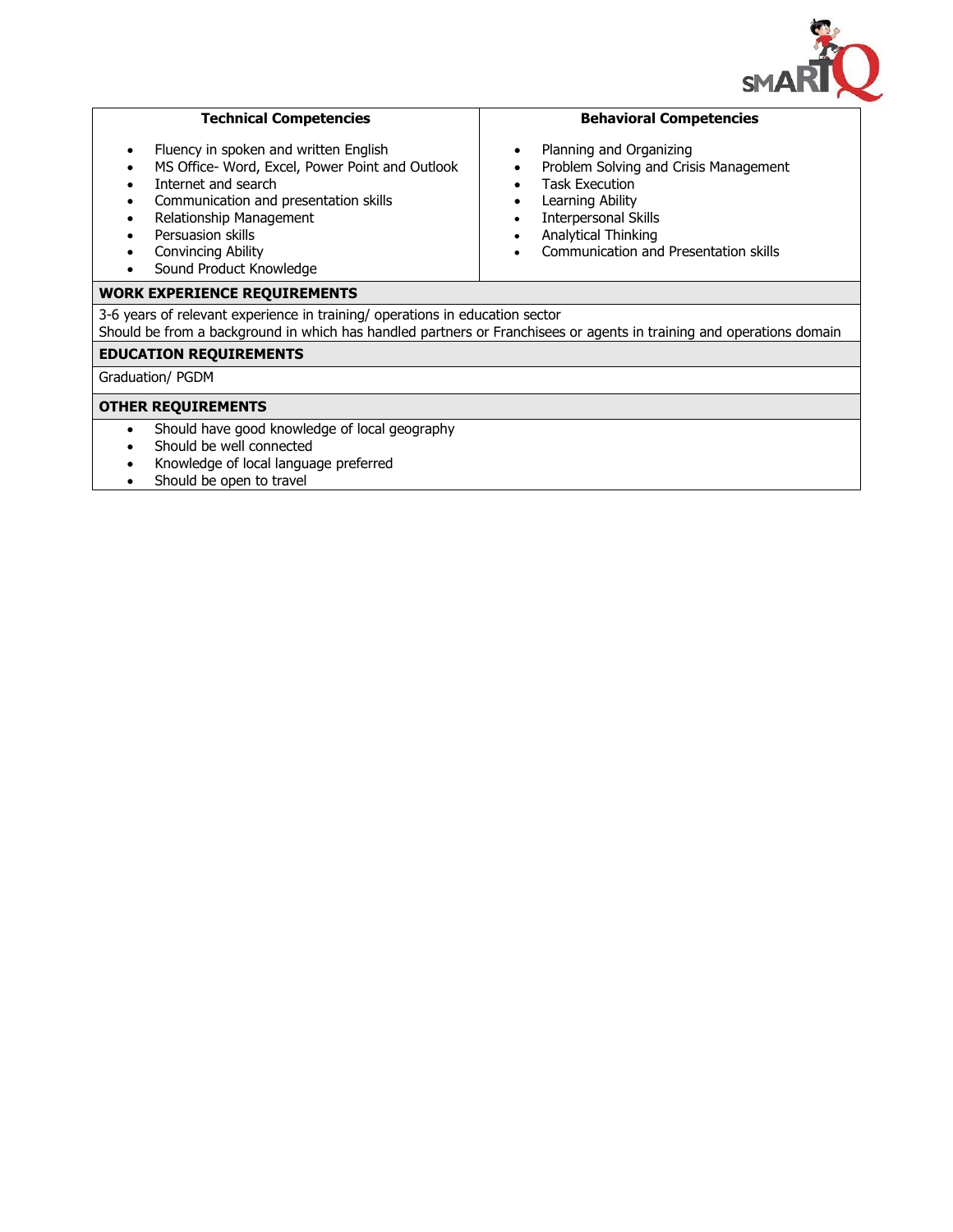| Technical Competencies | Behavioral Competencies |
|---|---|
| • Fluency in spoken and written English<br>• MS Office- Word, Excel, Power Point and Outlook<br>• Internet and search<br>• Communication and presentation skills<br>• Relationship Management<br>• Persuasion skills<br>• Convincing Ability<br>• Sound Product Knowledge | • Planning and Organizing<br>• Problem Solving and Crisis Management<br>• Task Execution<br>• Learning Ability<br>• Interpersonal Skills<br>• Analytical Thinking<br>• Communication and Presentation skills |

**WORK EXPERIENCE REQUIREMENTS**

3-6 years of relevant experience in training/ operations in education sector
Should be from a background in which has handled partners or Franchisees or agents in training and operations domain

**EDUCATION REQUIREMENTS**

Graduation/ PGDM

**OTHER REQUIREMENTS**

- Should have good knowledge of local geography
- Should be well connected
- Knowledge of local language preferred
- Should be open to travel